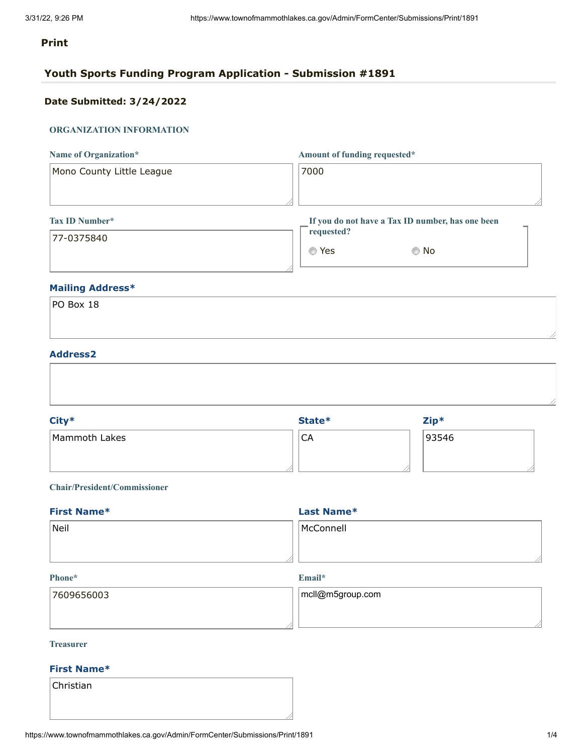**Print**

## Youth Sports Funding Program Application - Submission #1891

**Date Submitted: 3/24/2022**

### ORGANIZATION INFORMATION

**Name of Organization***

Mono County Little League

**Amount of funding requested***

7000

**Tax ID Number***

77-0375840

**If you do not have a Tax ID number, has one been requested?**

- ○ Yes
- ○ No

**Mailing Address***

PO Box 18

**Address2**

**City***

Mammoth Lakes

**State***

CA

**Zip***

93546

**Chair/President/Commissioner**

**First Name***

Neil

**Last Name***

McConnell

**Phone***

7609656003

**Email***

mcll@m5group.com

**Treasurer**

**First Name***

Christian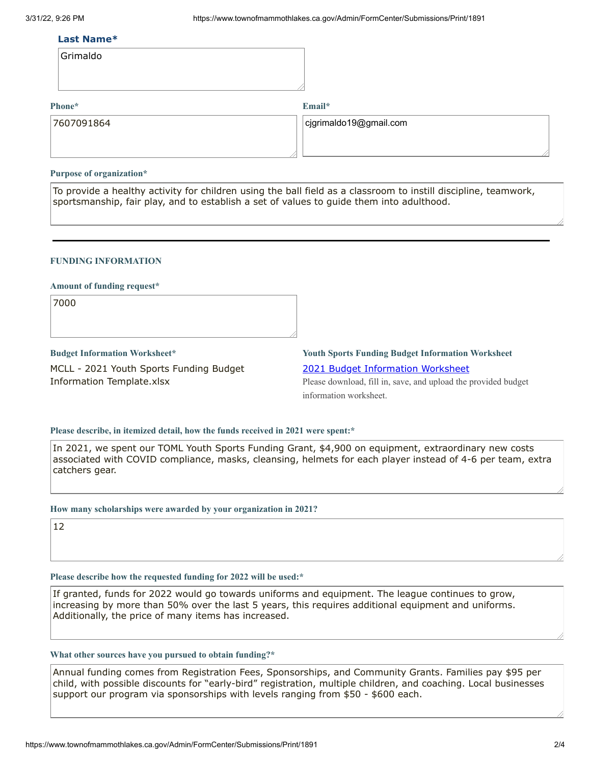**Last Name***

Grimaldo

**Phone***

7607091864

**Email***

cjgrimaldo19@gmail.com

**Purpose of organization***

To provide a healthy activity for children using the ball field as a classroom to instill discipline, teamwork, sportsmanship, fair play, and to establish a set of values to guide them into adulthood.

---

## FUNDING INFORMATION

**Amount of funding request***

7000

**Budget Information Worksheet***

MCLL - 2021 Youth Sports Funding Budget Information Template.xlsx

**Youth Sports Funding Budget Information Worksheet**

2021 Budget Information Worksheet

Please download, fill in, save, and upload the provided budget information worksheet.

**Please describe, in itemized detail, how the funds received in 2021 were spent:***

In 2021, we spent our TOML Youth Sports Funding Grant, $4,900 on equipment, extraordinary new costs associated with COVID compliance, masks, cleansing, helmets for each player instead of 4-6 per team, extra catchers gear.

**How many scholarships were awarded by your organization in 2021?**

12

**Please describe how the requested funding for 2022 will be used:***

If granted, funds for 2022 would go towards uniforms and equipment. The league continues to grow, increasing by more than 50% over the last 5 years, this requires additional equipment and uniforms. Additionally, the price of many items has increased.

**What other sources have you pursued to obtain funding?***

Annual funding comes from Registration Fees, Sponsorships, and Community Grants. Families pay $95 per child, with possible discounts for "early-bird" registration, multiple children, and coaching. Local businesses support our program via sponsorships with levels ranging from $50 - $600 each.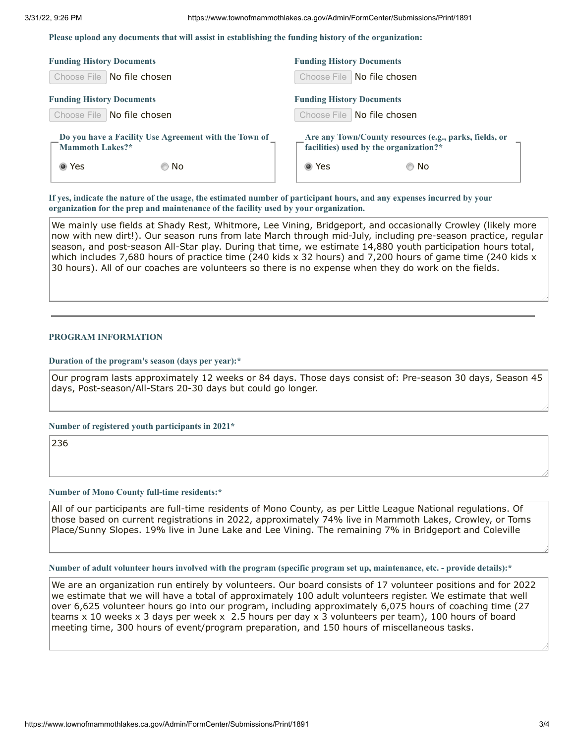**Please upload any documents that will assist in establishing the funding history of the organization:**

**Funding History Documents**

Choose File No file chosen

**Funding History Documents**

Choose File No file chosen

**Funding History Documents**

Choose File No file chosen

**Funding History Documents**

Choose File No file chosen

**Do you have a Facility Use Agreement with the Town of Mammoth Lakes?***

(•) Yes ( ) No

**Are any Town/County resources (e.g., parks, fields, or facilities) used by the organization?***

(•) Yes ( ) No

**If yes, indicate the nature of the usage, the estimated number of participant hours, and any expenses incurred by your organization for the prep and maintenance of the facility used by your organization.**

We mainly use fields at Shady Rest, Whitmore, Lee Vining, Bridgeport, and occasionally Crowley (likely more now with new dirt!). Our season runs from late March through mid-July, including pre-season practice, regular season, and post-season All-Star play. During that time, we estimate 14,880 youth participation hours total, which includes 7,680 hours of practice time (240 kids x 32 hours) and 7,200 hours of game time (240 kids x 30 hours). All of our coaches are volunteers so there is no expense when they do work on the fields.

---

## PROGRAM INFORMATION

**Duration of the program's season (days per year):***

Our program lasts approximately 12 weeks or 84 days. Those days consist of: Pre-season 30 days, Season 45 days, Post-season/All-Stars 20-30 days but could go longer.

**Number of registered youth participants in 2021***

236

**Number of Mono County full-time residents:***

All of our participants are full-time residents of Mono County, as per Little League National regulations. Of those based on current registrations in 2022, approximately 74% live in Mammoth Lakes, Crowley, or Toms Place/Sunny Slopes. 19% live in June Lake and Lee Vining. The remaining 7% in Bridgeport and Coleville

**Number of adult volunteer hours involved with the program (specific program set up, maintenance, etc. - provide details):***

We are an organization run entirely by volunteers. Our board consists of 17 volunteer positions and for 2022 we estimate that we will have a total of approximately 100 adult volunteers register. We estimate that well over 6,625 volunteer hours go into our program, including approximately 6,075 hours of coaching time (27 teams x 10 weeks x 3 days per week x 2.5 hours per day x 3 volunteers per team), 100 hours of board meeting time, 300 hours of event/program preparation, and 150 hours of miscellaneous tasks.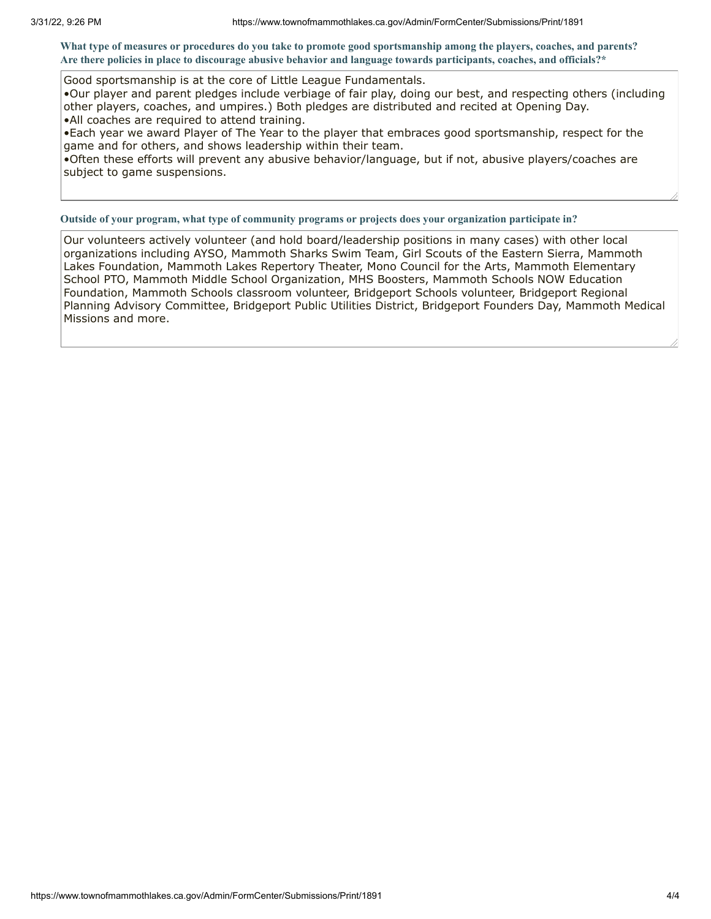**What type of measures or procedures do you take to promote good sportsmanship among the players, coaches, and parents? Are there policies in place to discourage abusive behavior and language towards participants, coaches, and officials?***

Good sportsmanship is at the core of Little League Fundamentals.
•Our player and parent pledges include verbiage of fair play, doing our best, and respecting others (including other players, coaches, and umpires.) Both pledges are distributed and recited at Opening Day.
•All coaches are required to attend training.
•Each year we award Player of The Year to the player that embraces good sportsmanship, respect for the game and for others, and shows leadership within their team.
•Often these efforts will prevent any abusive behavior/language, but if not, abusive players/coaches are subject to game suspensions.

**Outside of your program, what type of community programs or projects does your organization participate in?**

Our volunteers actively volunteer (and hold board/leadership positions in many cases) with other local organizations including AYSO, Mammoth Sharks Swim Team, Girl Scouts of the Eastern Sierra, Mammoth Lakes Foundation, Mammoth Lakes Repertory Theater, Mono Council for the Arts, Mammoth Elementary School PTO, Mammoth Middle School Organization, MHS Boosters, Mammoth Schools NOW Education Foundation, Mammoth Schools classroom volunteer, Bridgeport Schools volunteer, Bridgeport Regional Planning Advisory Committee, Bridgeport Public Utilities District, Bridgeport Founders Day, Mammoth Medical Missions and more.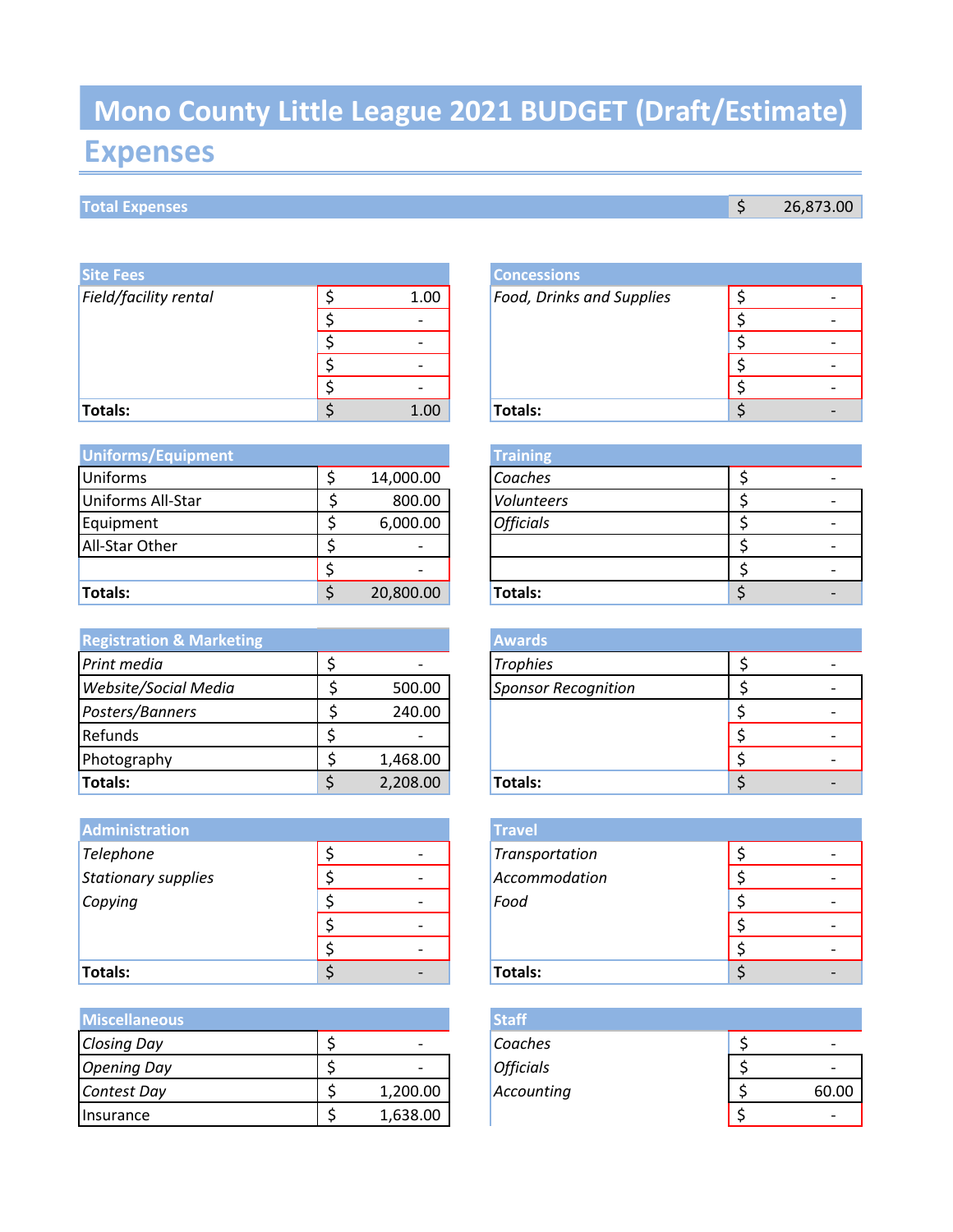# Mono County Little League 2021 BUDGET (Draft/Estimate)

## Expenses

| Total Expenses | $ 26,873.00 |
|---|---|

| Site Fees | |
|---|---|
| *Field/facility rental* | $ 1.00 |
| | $ - |
| | $ - |
| | $ - |
| | $ - |
| **Totals:** | $ 1.00 |

| Concessions | |
|---|---|
| *Food, Drinks and Supplies* | $ - |
| | $ - |
| | $ - |
| | $ - |
| | $ - |
| **Totals:** | $ - |

| Uniforms/Equipment | |
|---|---|
| Uniforms | $ 14,000.00 |
| Uniforms All-Star | $ 800.00 |
| Equipment | $ 6,000.00 |
| All-Star Other | $ - |
| | $ - |
| **Totals:** | $ 20,800.00 |

| Training | |
|---|---|
| *Coaches* | $ - |
| *Volunteers* | $ - |
| *Officials* | $ - |
| | $ - |
| | $ - |
| **Totals:** | $ - |

| Registration & Marketing | |
|---|---|
| *Print media* | $ - |
| *Website/Social Media* | $ 500.00 |
| *Posters/Banners* | $ 240.00 |
| Refunds | $ - |
| Photography | $ 1,468.00 |
| **Totals:** | $ 2,208.00 |

| Awards | |
|---|---|
| *Trophies* | $ - |
| *Sponsor Recognition* | $ - |
| | $ - |
| | $ - |
| | $ - |
| **Totals:** | $ - |

| Administration | |
|---|---|
| *Telephone* | $ - |
| *Stationary supplies* | $ - |
| *Copying* | $ - |
| | $ - |
| | $ - |
| **Totals:** | $ - |

| Travel | |
|---|---|
| *Transportation* | $ - |
| *Accommodation* | $ - |
| *Food* | $ - |
| | $ - |
| | $ - |
| **Totals:** | $ - |

| Miscellaneous | |
|---|---|
| *Closing Day* | $ - |
| *Opening Day* | $ - |
| *Contest Day* | $ 1,200.00 |
| Insurance | $ 1,638.00 |

| Staff | |
|---|---|
| *Coaches* | $ - |
| *Officials* | $ - |
| *Accounting* | $ 60.00 |
| | $ - |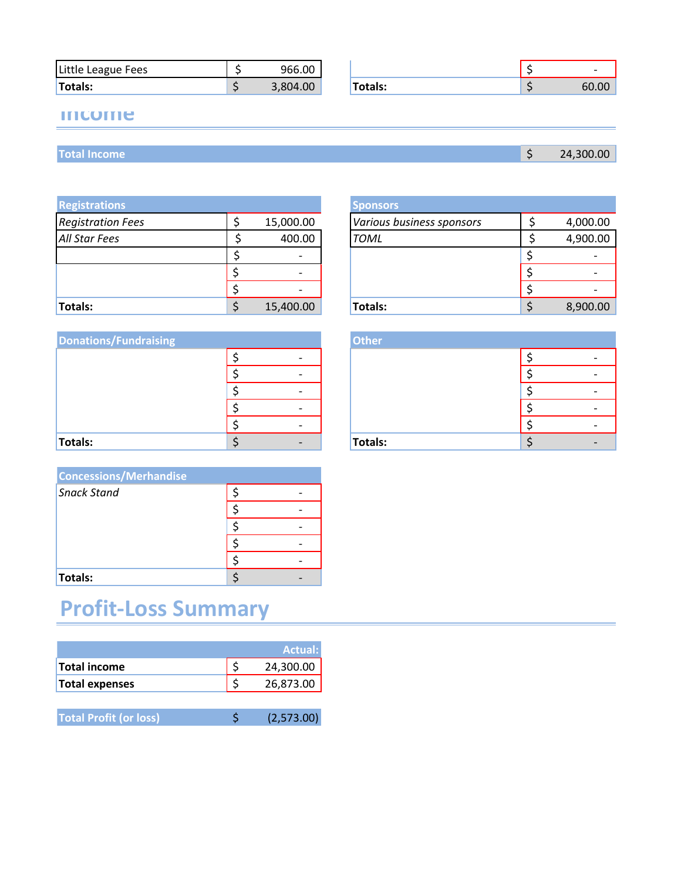| | |
|---|---|
| Little League Fees | $ 966.00 |
| **Totals:** | $ 3,804.00 |

| | |
|---|---|
| | $ - |
| **Totals:** | $ 60.00 |

# Income

| | |
|---|---|
| **Total Income** | $ 24,300.00 |

| Registrations | |
|---|---|
| *Registration Fees* | $ 15,000.00 |
| *All Star Fees* | $ 400.00 |
| | $ - |
| | $ - |
| | $ - |
| **Totals:** | $ 15,400.00 |

| Sponsors | |
|---|---|
| *Various business sponsors* | $ 4,000.00 |
| *TOML* | $ 4,900.00 |
| | $ - |
| | $ - |
| | $ - |
| **Totals:** | $ 8,900.00 |

| Donations/Fundraising | |
|---|---|
| | $ - |
| | $ - |
| | $ - |
| | $ - |
| | $ - |
| **Totals:** | $ - |

| Other | |
|---|---|
| | $ - |
| | $ - |
| | $ - |
| | $ - |
| | $ - |
| **Totals:** | $ - |

| Concessions/Merhandise | |
|---|---|
| *Snack Stand* | $ - |
| | $ - |
| | $ - |
| | $ - |
| | $ - |
| **Totals:** | $ - |

# Profit-Loss Summary

| | Actual: |
|---|---|
| **Total income** | $ 24,300.00 |
| **Total expenses** | $ 26,873.00 |
| **Total Profit (or loss)** | $ (2,573.00) |